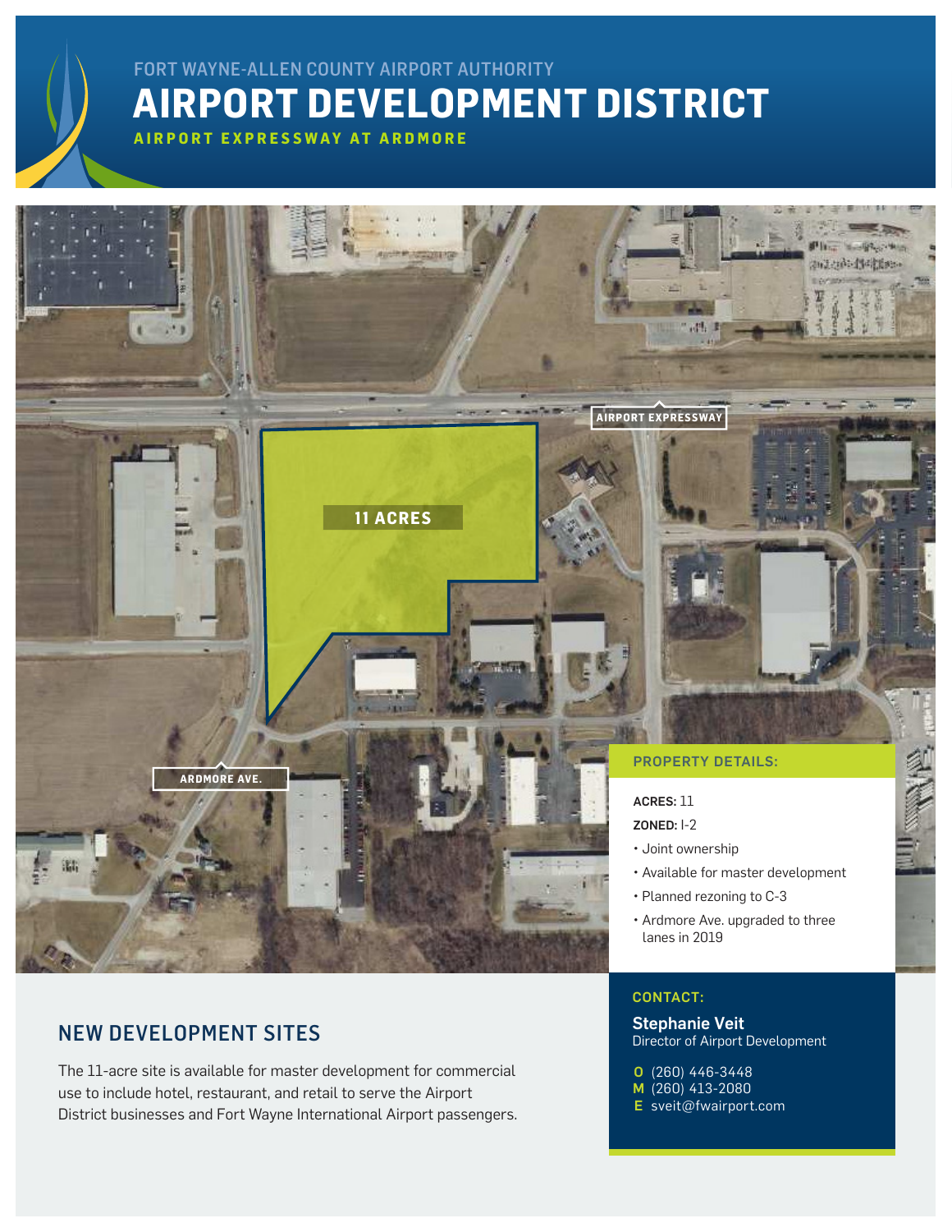FORT WAYNE-ALLEN COUNTY AIRPORT AUTHORITY

# AIRPORT DEVELOPMENT DISTRICT

**AIRPORT EXPRESSWAY AT ARDMORE**

AIRPORT EXPRESSWAY

11 ACRES

ARDMORE AVE.

### PROPERTY DETAILS:

**ACRES:** 11

**ZONED:** I-2

- Joint ownership
- Available for master development
- Planned rezoning to C-3
- Ardmore Ave. upgraded to three lanes in 2019

## NEW DEVELOPMENT SITES

The 11-acre site is available for master development for commercial use to include hotel, restaurant, and retail to serve the Airport District businesses and Fort Wayne International Airport passengers.

### CONTACT:

**Stephanie Veit**
Director of Airport Development

**O** (260) 446-3448
**M** (260) 413-2080
**E** sveit@fwairport.com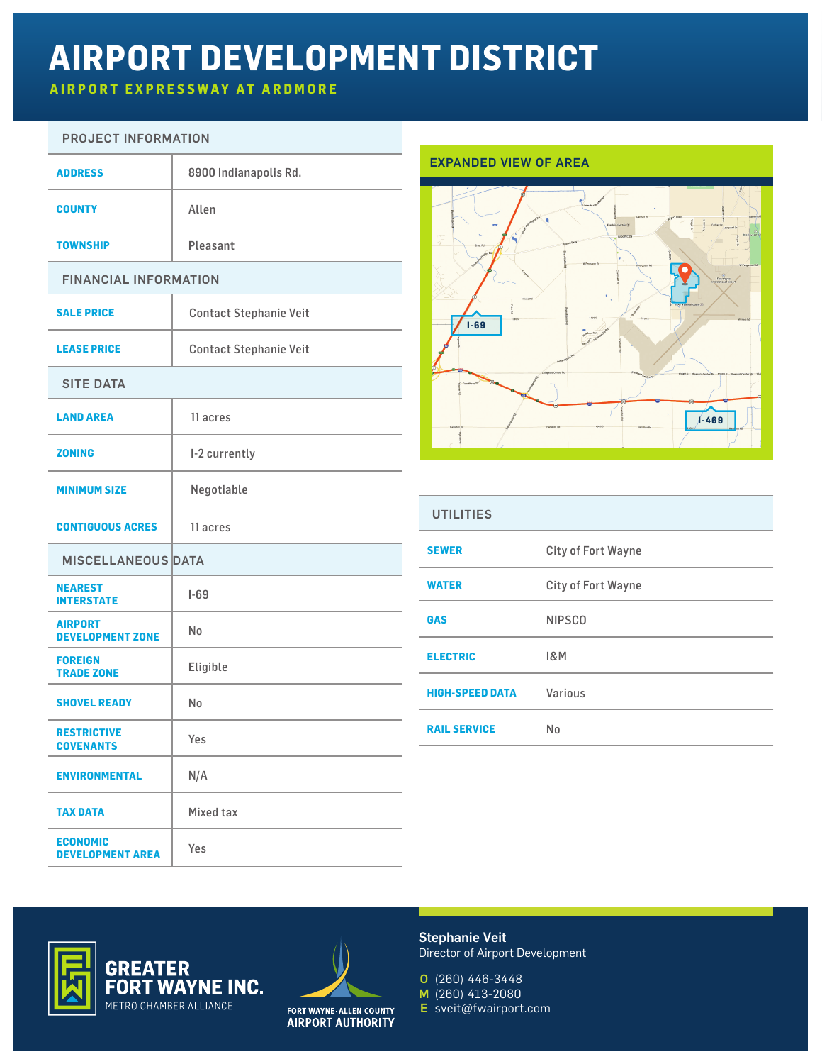# AIRPORT DEVELOPMENT DISTRICT

**AIRPORT EXPRESSWAY AT ARDMORE**

| PROJECT INFORMATION | |
|---|---|
| **ADDRESS** | 8900 Indianapolis Rd. |
| **COUNTY** | Allen |
| **TOWNSHIP** | Pleasant |

| FINANCIAL INFORMATION | |
|---|---|
| **SALE PRICE** | Contact Stephanie Veit |
| **LEASE PRICE** | Contact Stephanie Veit |

| SITE DATA | |
|---|---|
| **LAND AREA** | 11 acres |
| **ZONING** | I-2 currently |
| **MINIMUM SIZE** | Negotiable |
| **CONTIGUOUS ACRES** | 11 acres |

| MISCELLANEOUS DATA | |
|---|---|
| **NEAREST INTERSTATE** | I-69 |
| **AIRPORT DEVELOPMENT ZONE** | No |
| **FOREIGN TRADE ZONE** | Eligible |
| **SHOVEL READY** | No |
| **RESTRICTIVE COVENANTS** | Yes |
| **ENVIRONMENTAL** | N/A |
| **TAX DATA** | Mixed tax |
| **ECONOMIC DEVELOPMENT AREA** | Yes |

## EXPANDED VIEW OF AREA

I-69

I-469

| UTILITIES | |
|---|---|
| **SEWER** | City of Fort Wayne |
| **WATER** | City of Fort Wayne |
| **GAS** | NIPSCO |
| **ELECTRIC** | I&M |
| **HIGH-SPEED DATA** | Various |
| **RAIL SERVICE** | No |

GREATER FORT WAYNE INC.
METRO CHAMBER ALLIANCE

FORT WAYNE-ALLEN COUNTY AIRPORT AUTHORITY

**Stephanie Veit**
Director of Airport Development

**O** (260) 446-3448
**M** (260) 413-2080
**E** sveit@fwairport.com